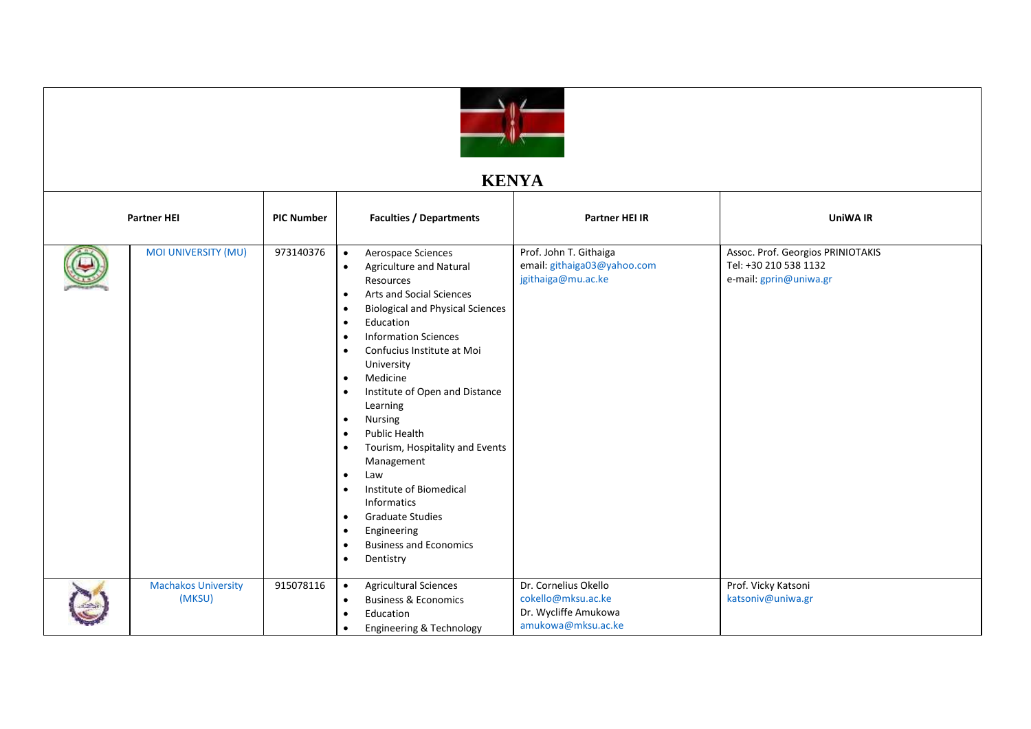# KENYA

| | Partner HEI | PIC Number | Faculties / Departments | Partner HEI IR | UniWA IR |
|---|---|---|---|---|---|
| | MOI UNIVERSITY (MU) | 973140376 | • Aerospace Sciences<br>• Agriculture and Natural Resources<br>• Arts and Social Sciences<br>• Biological and Physical Sciences<br>• Education<br>• Information Sciences<br>• Confucius Institute at Moi University<br>• Medicine<br>• Institute of Open and Distance Learning<br>• Nursing<br>• Public Health<br>• Tourism, Hospitality and Events Management<br>• Law<br>• Institute of Biomedical Informatics<br>• Graduate Studies<br>• Engineering<br>• Business and Economics<br>• Dentistry | Prof. John T. Githaiga<br>email: githaiga03@yahoo.com<br>jgithaiga@mu.ac.ke | Assoc. Prof. Georgios PRINIOTAKIS<br>Tel: +30 210 538 1132<br>e-mail: gprin@uniwa.gr |
| | Machakos University (MKSU) | 915078116 | • Agricultural Sciences<br>• Business & Economics<br>• Education<br>• Engineering & Technology | Dr. Cornelius Okello<br>cokello@mksu.ac.ke<br>Dr. Wycliffe Amukowa<br>amukowa@mksu.ac.ke | Prof. Vicky Katsoni<br>katsoniv@uniwa.gr |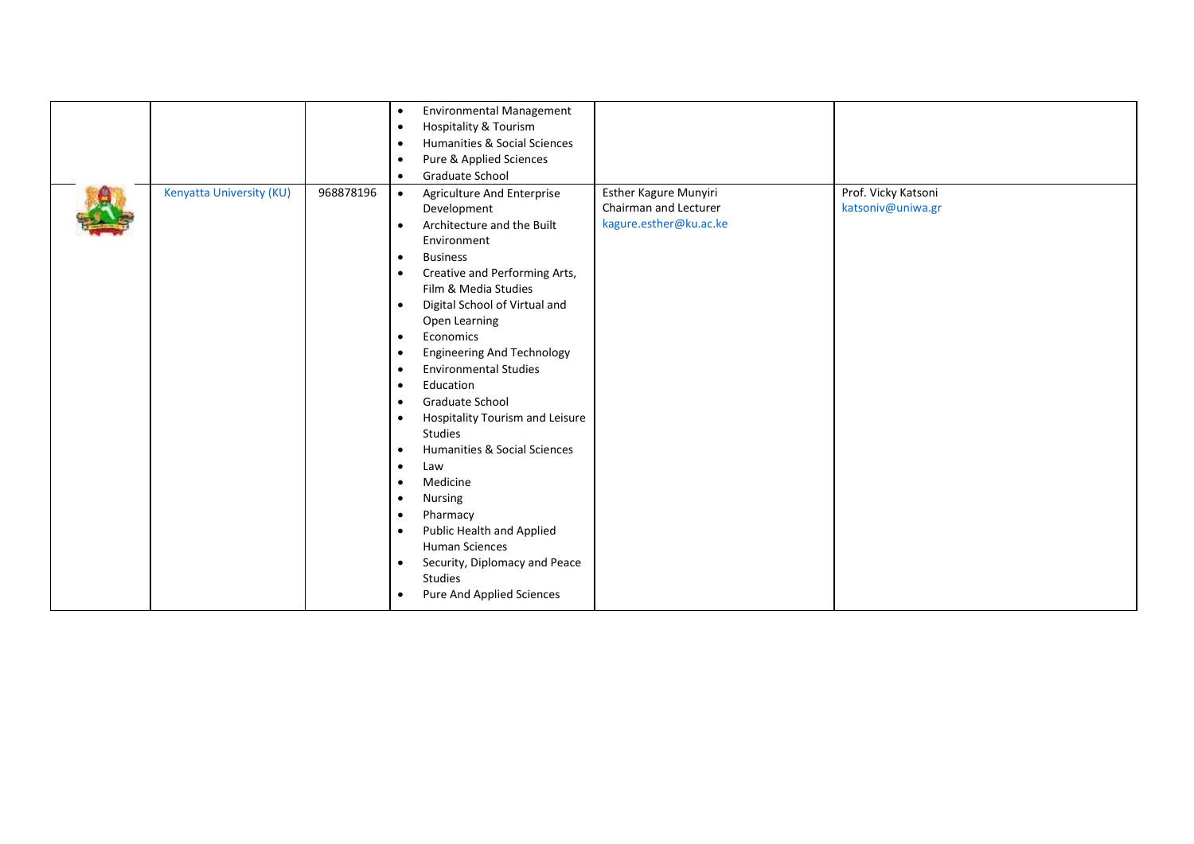| | | | | | |
|---|---|---|---|---|---|
| | | | • Environmental Management<br>• Hospitality & Tourism<br>• Humanities & Social Sciences<br>• Pure & Applied Sciences<br>• Graduate School | | |
| | Kenyatta University (KU) | 968878196 | • Agriculture And Enterprise Development<br>• Architecture and the Built Environment<br>• Business<br>• Creative and Performing Arts, Film & Media Studies<br>• Digital School of Virtual and Open Learning<br>• Economics<br>• Engineering And Technology<br>• Environmental Studies<br>• Education<br>• Graduate School<br>• Hospitality Tourism and Leisure Studies<br>• Humanities & Social Sciences<br>• Law<br>• Medicine<br>• Nursing<br>• Pharmacy<br>• Public Health and Applied Human Sciences<br>• Security, Diplomacy and Peace Studies<br>• Pure And Applied Sciences | Esther Kagure Munyiri<br>Chairman and Lecturer<br>kagure.esther@ku.ac.ke | Prof. Vicky Katsoni<br>katsoniv@uniwa.gr |